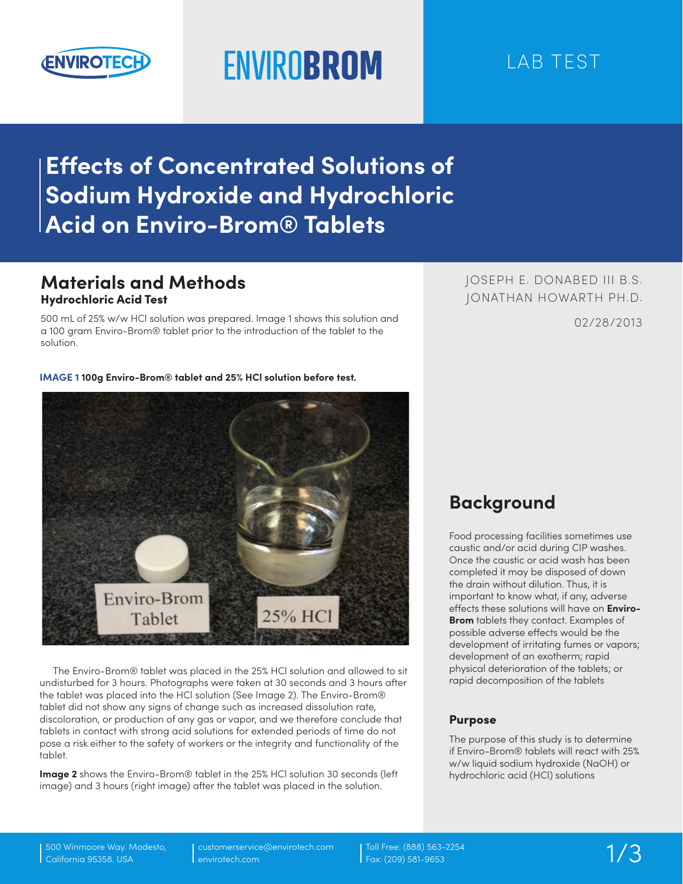ENVIROTECH

ENVIRO**BROM**

LAB TEST

# Effects of Concentrated Solutions of Sodium Hydroxide and Hydrochloric Acid on Enviro-Brom® Tablets

JOSEPH E. DONABED III B.S.
JONATHAN HOWARTH PH.D.

02/28/2013

## Background

Food processing facilities sometimes use caustic and/or acid during CIP washes. Once the caustic or acid wash has been completed it may be disposed of down the drain without dilution. Thus, it is important to know what, if any, adverse effects these solutions will have on **Enviro-Brom** tablets they contact. Examples of possible adverse effects would be the development of irritating fumes or vapors; development of an exotherm; rapid physical deterioration of the tablets; or rapid decomposition of the tablets

### Purpose

The purpose of this study is to determine if Enviro-Brom® tablets will react with 25% w/w liquid sodium hydroxide (NaOH) or hydrochloric acid (HCl) solutions

## Materials and Methods

### Hydrochloric Acid Test

500 mL of 25% w/w HCl solution was prepared. Image 1 shows this solution and a 100 gram Enviro-Brom® tablet prior to the introduction of the tablet to the solution.

**IMAGE 1 100g Enviro-Brom® tablet and 25% HCl solution before test.**

The Enviro-Brom® tablet was placed in the 25% HCl solution and allowed to sit undisturbed for 3 hours. Photographs were taken at 30 seconds and 3 hours after the tablet was placed into the HCl solution (See Image 2). The Enviro-Brom® tablet did not show any signs of change such as increased dissolution rate, discoloration, or production of any gas or vapor, and we therefore conclude that tablets in contact with strong acid solutions for extended periods of time do not pose a risk either to the safety of workers or the integrity and functionality of the tablet.

**Image 2** shows the Enviro-Brom® tablet in the 25% HCl solution 30 seconds (left image) and 3 hours (right image) after the tablet was placed in the solution.

500 Winmoore Way. Modesto, California 95358. USA | customerservice@envirotech.com envirotech.com | Toll Free: (888) 563-2254 Fax: (209) 581-9653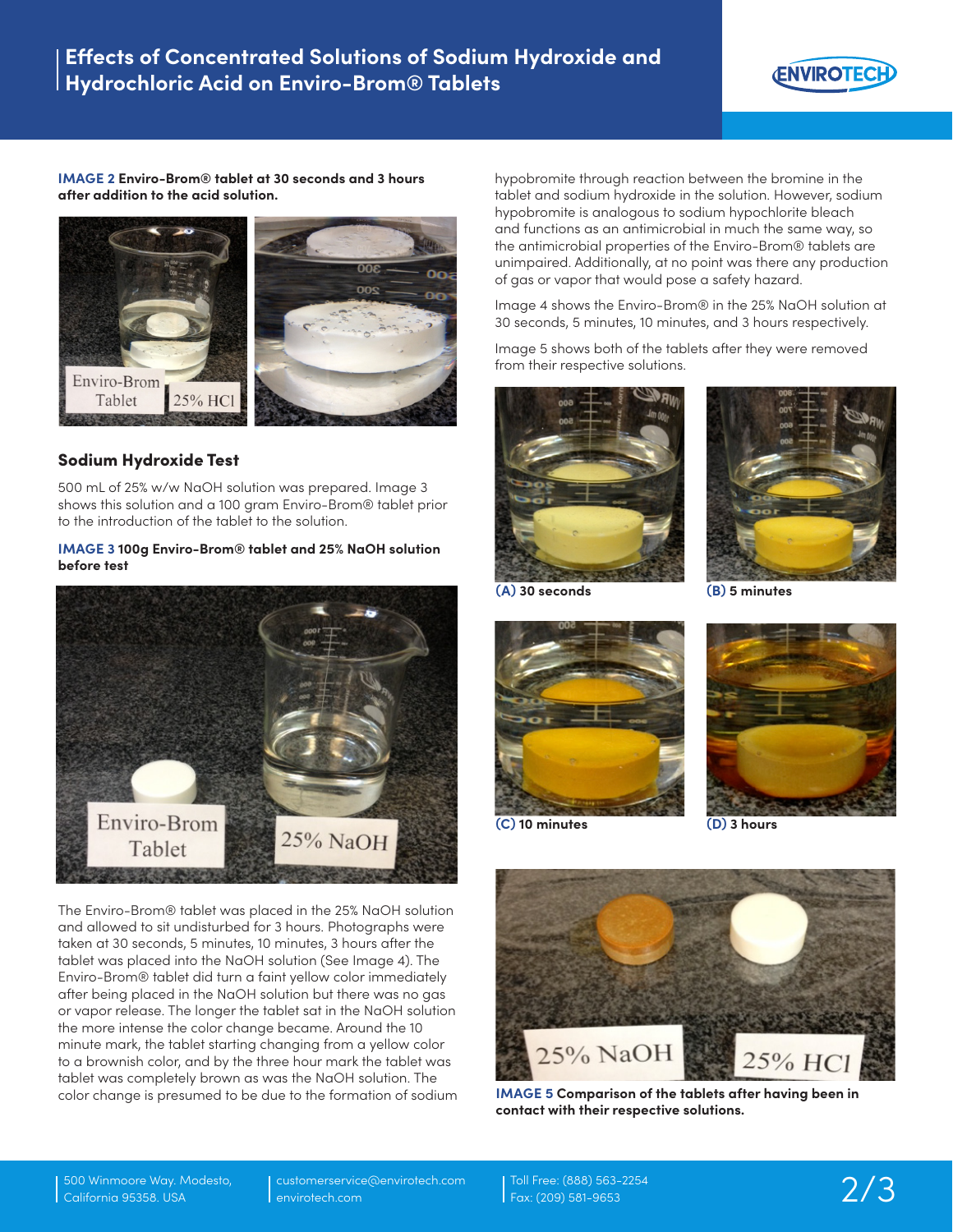**IMAGE 2** **Enviro-Brom® tablet at 30 seconds and 3 hours after addition to the acid solution.**

## Sodium Hydroxide Test

500 mL of 25% w/w NaOH solution was prepared. Image 3 shows this solution and a 100 gram Enviro-Brom® tablet prior to the introduction of the tablet to the solution.

**IMAGE 3** **100g Enviro-Brom® tablet and 25% NaOH solution before test**

The Enviro-Brom® tablet was placed in the 25% NaOH solution and allowed to sit undisturbed for 3 hours. Photographs were taken at 30 seconds, 5 minutes, 10 minutes, 3 hours after the tablet was placed into the NaOH solution (See Image 4). The Enviro-Brom® tablet did turn a faint yellow color immediately after being placed in the NaOH solution but there was no gas or vapor release. The longer the tablet sat in the NaOH solution the more intense the color change became. Around the 10 minute mark, the tablet starting changing from a yellow color to a brownish color, and by the three hour mark the tablet was completely brown as was the NaOH solution. The color change is presumed to be due to the formation of sodium hypobromite through reaction between the bromine in the tablet and sodium hydroxide in the solution. However, sodium hypobromite is analogous to sodium hypochlorite bleach and functions as an antimicrobial in much the same way, so the antimicrobial properties of the Enviro-Brom® tablets are unimpaired. Additionally, at no point was there any production of gas or vapor that would pose a safety hazard.

Image 4 shows the Enviro-Brom® in the 25% NaOH solution at 30 seconds, 5 minutes, 10 minutes, and 3 hours respectively.

Image 5 shows both of the tablets after they were removed from their respective solutions.

**(A)** **30 seconds**

**(B)** **5 minutes**

**(C)** **10 minutes**

**(D)** **3 hours**

**IMAGE 5** **Comparison of the tablets after having been in contact with their respective solutions.**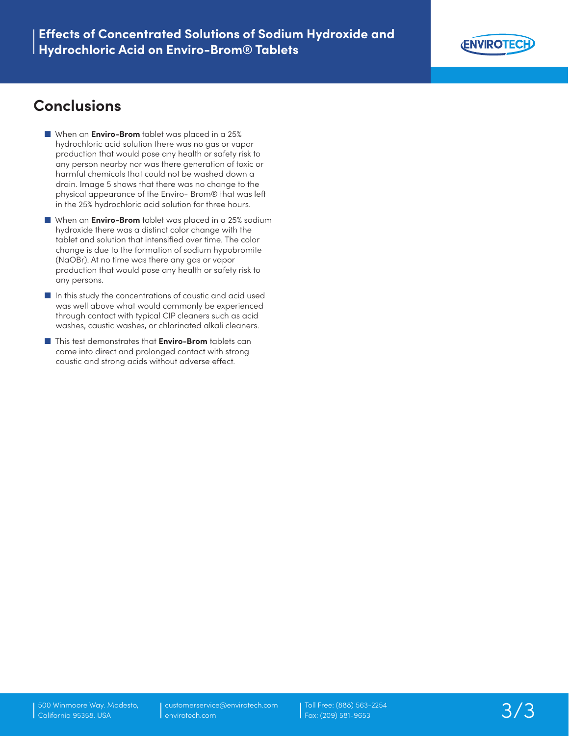## Conclusions

- When an **Enviro-Brom** tablet was placed in a 25% hydrochloric acid solution there was no gas or vapor production that would pose any health or safety risk to any person nearby nor was there generation of toxic or harmful chemicals that could not be washed down a drain. Image 5 shows that there was no change to the physical appearance of the Enviro- Brom® that was left in the 25% hydrochloric acid solution for three hours.
- When an **Enviro-Brom** tablet was placed in a 25% sodium hydroxide there was a distinct color change with the tablet and solution that intensified over time. The color change is due to the formation of sodium hypobromite (NaOBr). At no time was there any gas or vapor production that would pose any health or safety risk to any persons.
- In this study the concentrations of caustic and acid used was well above what would commonly be experienced through contact with typical CIP cleaners such as acid washes, caustic washes, or chlorinated alkali cleaners.
- This test demonstrates that **Enviro-Brom** tablets can come into direct and prolonged contact with strong caustic and strong acids without adverse effect.